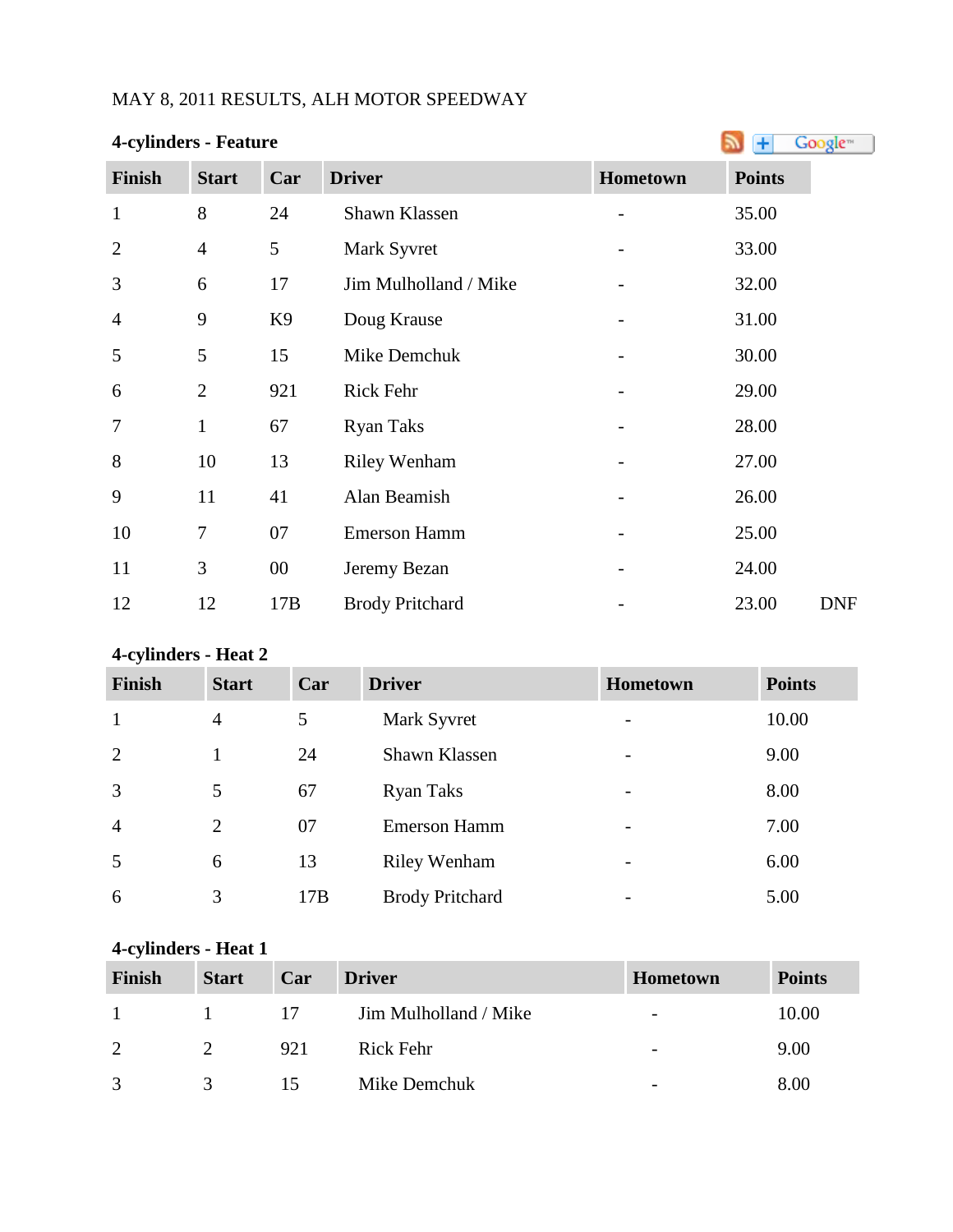MAY 8, 2011 RESULTS, ALH MOTOR SPEEDWAY

**4-cylinders - Feature**

| Finish | Start | Car | Driver | Hometown | Points | |
|---|---|---|---|---|---|---|
| 1 | 8 | 24 | Shawn Klassen | - | 35.00 | |
| 2 | 4 | 5 | Mark Syvret | - | 33.00 | |
| 3 | 6 | 17 | Jim Mulholland / Mike | - | 32.00 | |
| 4 | 9 | K9 | Doug Krause | - | 31.00 | |
| 5 | 5 | 15 | Mike Demchuk | - | 30.00 | |
| 6 | 2 | 921 | Rick Fehr | - | 29.00 | |
| 7 | 1 | 67 | Ryan Taks | - | 28.00 | |
| 8 | 10 | 13 | Riley Wenham | - | 27.00 | |
| 9 | 11 | 41 | Alan Beamish | - | 26.00 | |
| 10 | 7 | 07 | Emerson Hamm | - | 25.00 | |
| 11 | 3 | 00 | Jeremy Bezan | - | 24.00 | |
| 12 | 12 | 17B | Brody Pritchard | - | 23.00 | DNF |

**4-cylinders - Heat 2**

| Finish | Start | Car | Driver | Hometown | Points |
|---|---|---|---|---|---|
| 1 | 4 | 5 | Mark Syvret | - | 10.00 |
| 2 | 1 | 24 | Shawn Klassen | - | 9.00 |
| 3 | 5 | 67 | Ryan Taks | - | 8.00 |
| 4 | 2 | 07 | Emerson Hamm | - | 7.00 |
| 5 | 6 | 13 | Riley Wenham | - | 6.00 |
| 6 | 3 | 17B | Brody Pritchard | - | 5.00 |

**4-cylinders - Heat 1**

| Finish | Start | Car | Driver | Hometown | Points |
|---|---|---|---|---|---|
| 1 | 1 | 17 | Jim Mulholland / Mike | - | 10.00 |
| 2 | 2 | 921 | Rick Fehr | - | 9.00 |
| 3 | 3 | 15 | Mike Demchuk | - | 8.00 |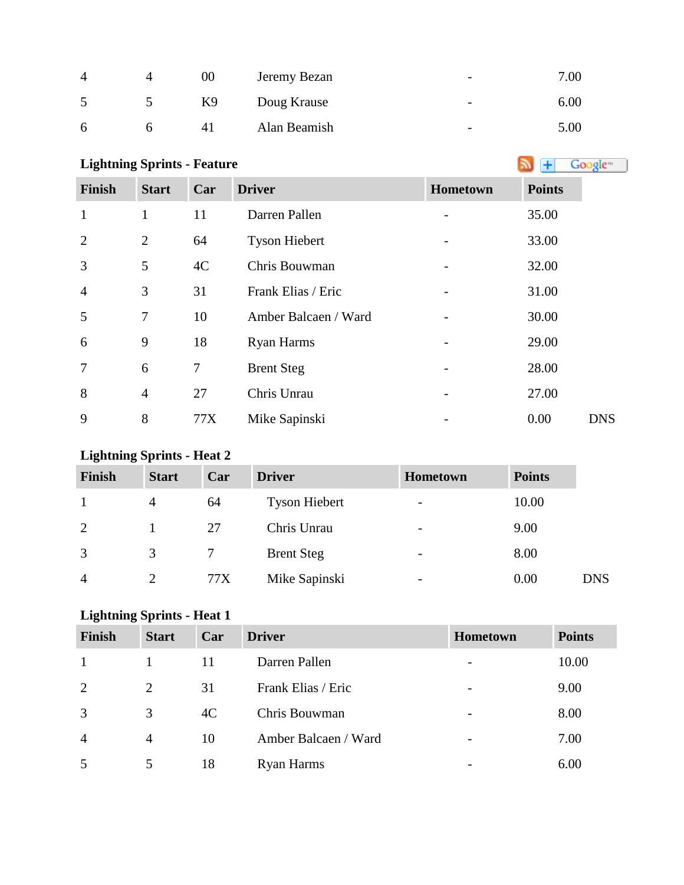| 4 | 4 | 00 | Jeremy Bezan | - | 7.00 |
|---|---|---|---|---|---|
| 5 | 5 | K9 | Doug Krause | - | 6.00 |
| 6 | 6 | 41 | Alan Beamish | - | 5.00 |

**Lightning Sprints - Feature**

| Finish | Start | Car | Driver | Hometown | Points | |
|---|---|---|---|---|---|---|
| 1 | 1 | 11 | Darren Pallen | - | 35.00 | |
| 2 | 2 | 64 | Tyson Hiebert | - | 33.00 | |
| 3 | 5 | 4C | Chris Bouwman | - | 32.00 | |
| 4 | 3 | 31 | Frank Elias / Eric | - | 31.00 | |
| 5 | 7 | 10 | Amber Balcaen / Ward | - | 30.00 | |
| 6 | 9 | 18 | Ryan Harms | - | 29.00 | |
| 7 | 6 | 7 | Brent Steg | - | 28.00 | |
| 8 | 4 | 27 | Chris Unrau | - | 27.00 | |
| 9 | 8 | 77X | Mike Sapinski | - | 0.00 | DNS |

**Lightning Sprints - Heat 2**

| Finish | Start | Car | Driver | Hometown | Points | |
|---|---|---|---|---|---|---|
| 1 | 4 | 64 | Tyson Hiebert | - | 10.00 | |
| 2 | 1 | 27 | Chris Unrau | - | 9.00 | |
| 3 | 3 | 7 | Brent Steg | - | 8.00 | |
| 4 | 2 | 77X | Mike Sapinski | - | 0.00 | DNS |

**Lightning Sprints - Heat 1**

| Finish | Start | Car | Driver | Hometown | Points |
|---|---|---|---|---|---|
| 1 | 1 | 11 | Darren Pallen | - | 10.00 |
| 2 | 2 | 31 | Frank Elias / Eric | - | 9.00 |
| 3 | 3 | 4C | Chris Bouwman | - | 8.00 |
| 4 | 4 | 10 | Amber Balcaen / Ward | - | 7.00 |
| 5 | 5 | 18 | Ryan Harms | - | 6.00 |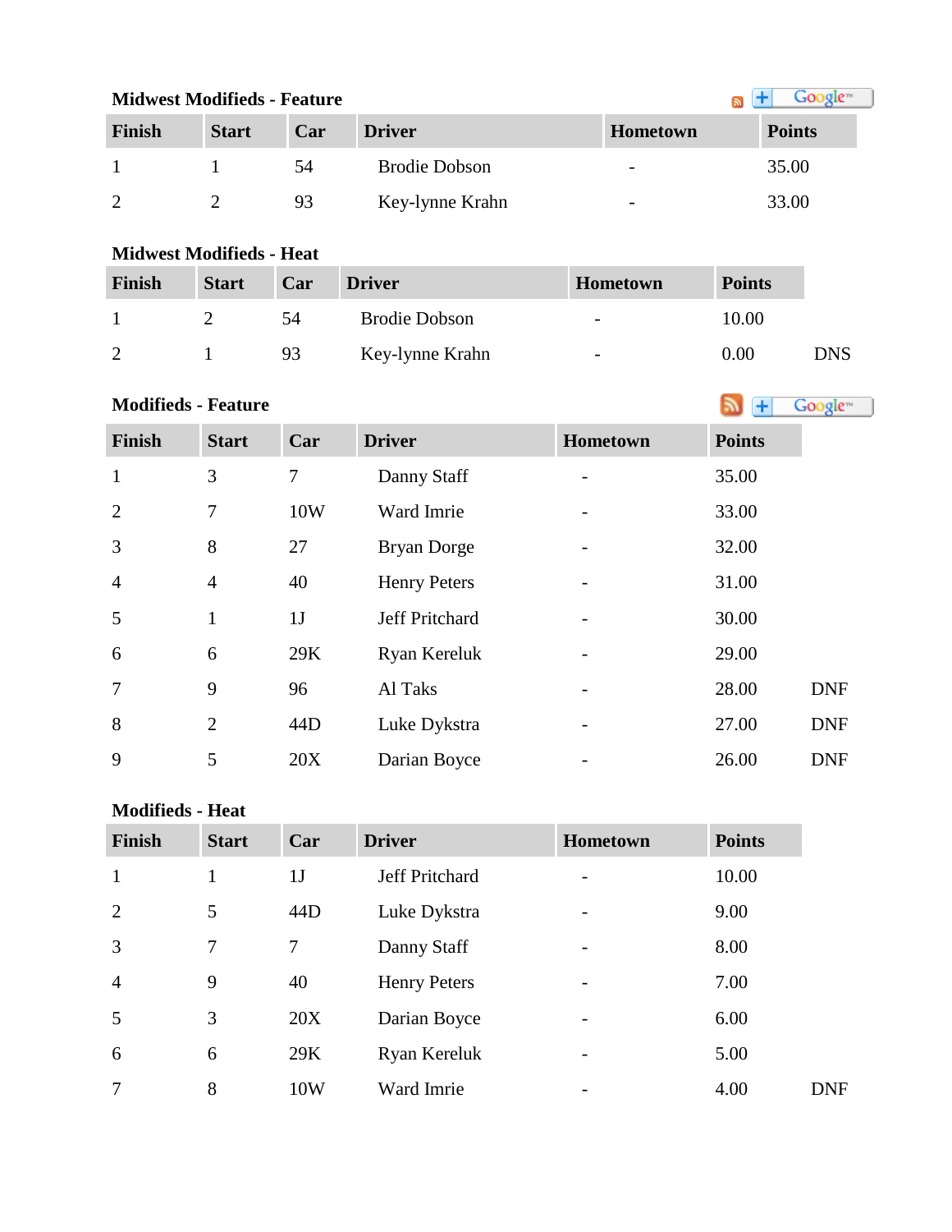### Midwest Modifieds - Feature

| Finish | Start | Car | Driver | Hometown | Points |
| --- | --- | --- | --- | --- | --- |
| 1 | 1 | 54 | Brodie Dobson | - | 35.00 |
| 2 | 2 | 93 | Key-lynne Krahn | - | 33.00 |

### Midwest Modifieds - Heat

| Finish | Start | Car | Driver | Hometown | Points | |
| --- | --- | --- | --- | --- | --- | --- |
| 1 | 2 | 54 | Brodie Dobson | - | 10.00 | |
| 2 | 1 | 93 | Key-lynne Krahn | - | 0.00 | DNS |

### Modifieds - Feature

| Finish | Start | Car | Driver | Hometown | Points | |
| --- | --- | --- | --- | --- | --- | --- |
| 1 | 3 | 7 | Danny Staff | - | 35.00 | |
| 2 | 7 | 10W | Ward Imrie | - | 33.00 | |
| 3 | 8 | 27 | Bryan Dorge | - | 32.00 | |
| 4 | 4 | 40 | Henry Peters | - | 31.00 | |
| 5 | 1 | 1J | Jeff Pritchard | - | 30.00 | |
| 6 | 6 | 29K | Ryan Kereluk | - | 29.00 | |
| 7 | 9 | 96 | Al Taks | - | 28.00 | DNF |
| 8 | 2 | 44D | Luke Dykstra | - | 27.00 | DNF |
| 9 | 5 | 20X | Darian Boyce | - | 26.00 | DNF |

### Modifieds - Heat

| Finish | Start | Car | Driver | Hometown | Points | |
| --- | --- | --- | --- | --- | --- | --- |
| 1 | 1 | 1J | Jeff Pritchard | - | 10.00 | |
| 2 | 5 | 44D | Luke Dykstra | - | 9.00 | |
| 3 | 7 | 7 | Danny Staff | - | 8.00 | |
| 4 | 9 | 40 | Henry Peters | - | 7.00 | |
| 5 | 3 | 20X | Darian Boyce | - | 6.00 | |
| 6 | 6 | 29K | Ryan Kereluk | - | 5.00 | |
| 7 | 8 | 10W | Ward Imrie | - | 4.00 | DNF |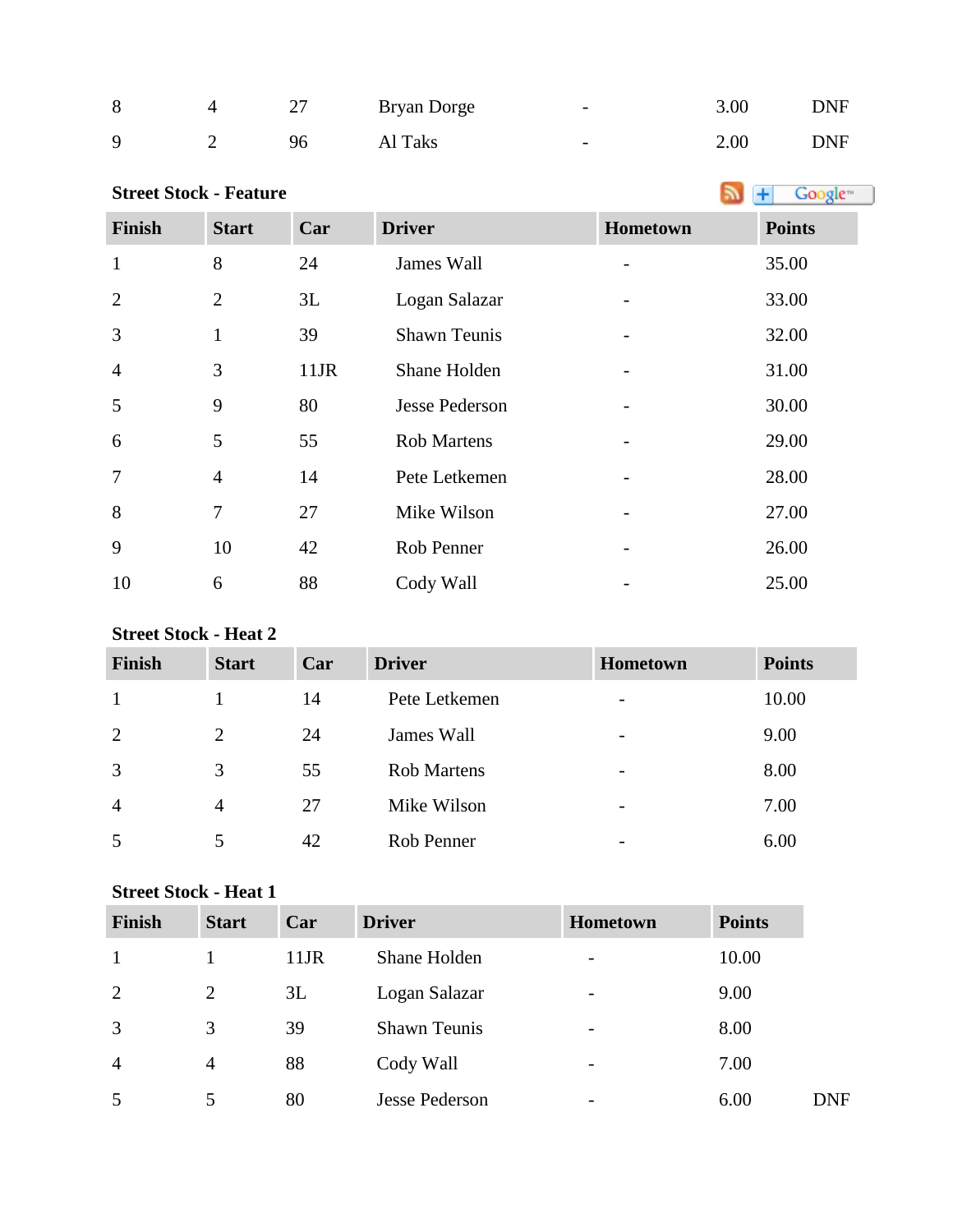| | | | | | | |
|---|---|---|---|---|---|---|
| 8 | 4 | 27 | Bryan Dorge | - | 3.00 | DNF |
| 9 | 2 | 96 | Al Taks | - | 2.00 | DNF |

**Street Stock - Feature**

| Finish | Start | Car | Driver | Hometown | Points |
|---|---|---|---|---|---|
| 1 | 8 | 24 | James Wall | - | 35.00 |
| 2 | 2 | 3L | Logan Salazar | - | 33.00 |
| 3 | 1 | 39 | Shawn Teunis | - | 32.00 |
| 4 | 3 | 11JR | Shane Holden | - | 31.00 |
| 5 | 9 | 80 | Jesse Pederson | - | 30.00 |
| 6 | 5 | 55 | Rob Martens | - | 29.00 |
| 7 | 4 | 14 | Pete Letkemen | - | 28.00 |
| 8 | 7 | 27 | Mike Wilson | - | 27.00 |
| 9 | 10 | 42 | Rob Penner | - | 26.00 |
| 10 | 6 | 88 | Cody Wall | - | 25.00 |

**Street Stock - Heat 2**

| Finish | Start | Car | Driver | Hometown | Points |
|---|---|---|---|---|---|
| 1 | 1 | 14 | Pete Letkemen | - | 10.00 |
| 2 | 2 | 24 | James Wall | - | 9.00 |
| 3 | 3 | 55 | Rob Martens | - | 8.00 |
| 4 | 4 | 27 | Mike Wilson | - | 7.00 |
| 5 | 5 | 42 | Rob Penner | - | 6.00 |

**Street Stock - Heat 1**

| Finish | Start | Car | Driver | Hometown | Points | |
|---|---|---|---|---|---|---|
| 1 | 1 | 11JR | Shane Holden | - | 10.00 | |
| 2 | 2 | 3L | Logan Salazar | - | 9.00 | |
| 3 | 3 | 39 | Shawn Teunis | - | 8.00 | |
| 4 | 4 | 88 | Cody Wall | - | 7.00 | |
| 5 | 5 | 80 | Jesse Pederson | - | 6.00 | DNF |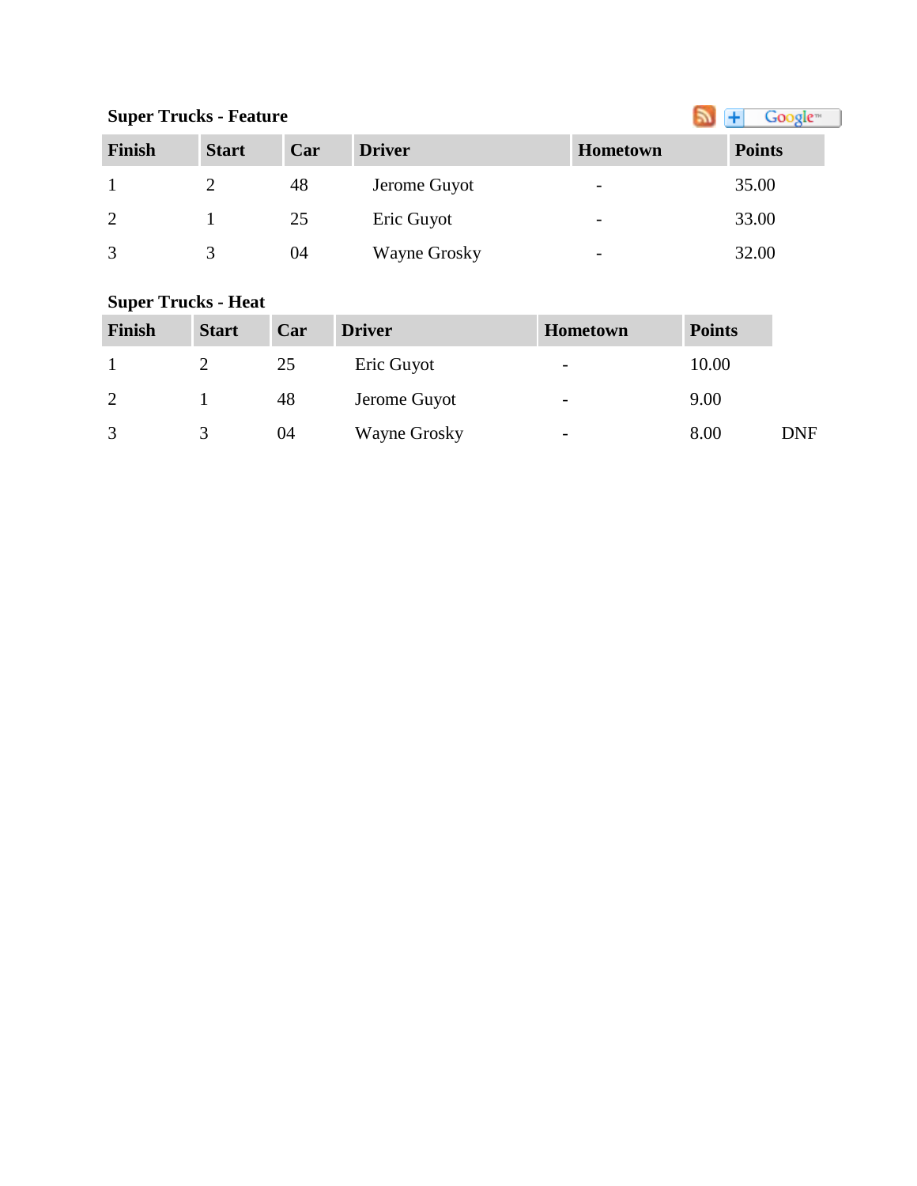**Super Trucks - Feature**

| Finish | Start | Car | Driver | Hometown | Points |
|---|---|---|---|---|---|
| 1 | 2 | 48 | Jerome Guyot | - | 35.00 |
| 2 | 1 | 25 | Eric Guyot | - | 33.00 |
| 3 | 3 | 04 | Wayne Grosky | - | 32.00 |

**Super Trucks - Heat**

| Finish | Start | Car | Driver | Hometown | Points | |
|---|---|---|---|---|---|---|
| 1 | 2 | 25 | Eric Guyot | - | 10.00 | |
| 2 | 1 | 48 | Jerome Guyot | - | 9.00 | |
| 3 | 3 | 04 | Wayne Grosky | - | 8.00 | DNF |